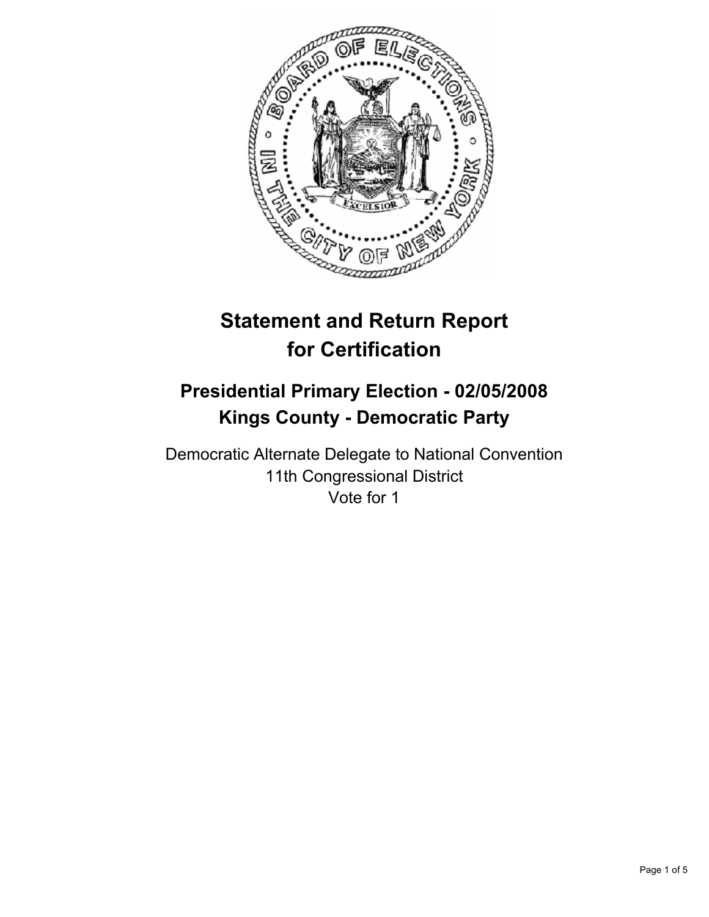# Statement and Return Report for Certification

## Presidential Primary Election - 02/05/2008
## Kings County - Democratic Party

Democratic Alternate Delegate to National Convention
11th Congressional District
Vote for 1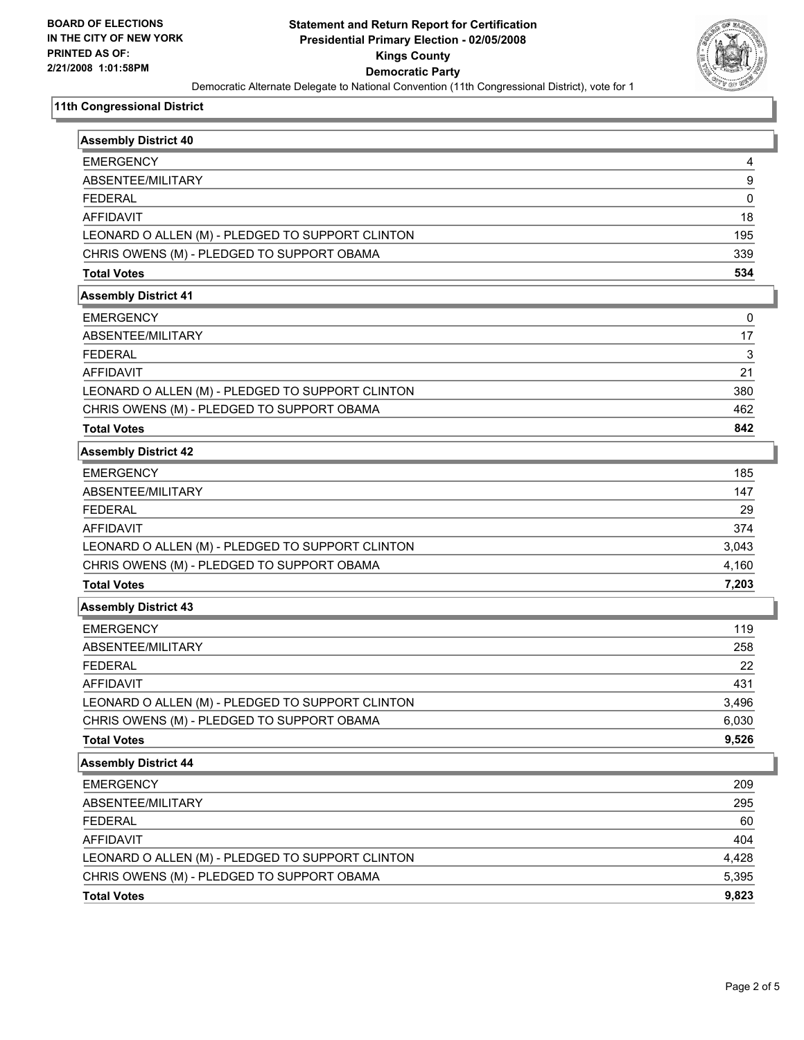**BOARD OF ELECTIONS IN THE CITY OF NEW YORK PRINTED AS OF: 2/21/2008 1:01:58PM**

# Statement and Return Report for Certification
## Presidential Primary Election - 02/05/2008
## Kings County
## Democratic Party

Democratic Alternate Delegate to National Convention (11th Congressional District), vote for 1

### 11th Congressional District

| Assembly District 40 | |
|---|---|
| EMERGENCY | 4 |
| ABSENTEE/MILITARY | 9 |
| FEDERAL | 0 |
| AFFIDAVIT | 18 |
| LEONARD O ALLEN (M) - PLEDGED TO SUPPORT CLINTON | 195 |
| CHRIS OWENS (M) - PLEDGED TO SUPPORT OBAMA | 339 |
| **Total Votes** | **534** |

| Assembly District 41 | |
|---|---|
| EMERGENCY | 0 |
| ABSENTEE/MILITARY | 17 |
| FEDERAL | 3 |
| AFFIDAVIT | 21 |
| LEONARD O ALLEN (M) - PLEDGED TO SUPPORT CLINTON | 380 |
| CHRIS OWENS (M) - PLEDGED TO SUPPORT OBAMA | 462 |
| **Total Votes** | **842** |

| Assembly District 42 | |
|---|---|
| EMERGENCY | 185 |
| ABSENTEE/MILITARY | 147 |
| FEDERAL | 29 |
| AFFIDAVIT | 374 |
| LEONARD O ALLEN (M) - PLEDGED TO SUPPORT CLINTON | 3,043 |
| CHRIS OWENS (M) - PLEDGED TO SUPPORT OBAMA | 4,160 |
| **Total Votes** | **7,203** |

| Assembly District 43 | |
|---|---|
| EMERGENCY | 119 |
| ABSENTEE/MILITARY | 258 |
| FEDERAL | 22 |
| AFFIDAVIT | 431 |
| LEONARD O ALLEN (M) - PLEDGED TO SUPPORT CLINTON | 3,496 |
| CHRIS OWENS (M) - PLEDGED TO SUPPORT OBAMA | 6,030 |
| **Total Votes** | **9,526** |

| Assembly District 44 | |
|---|---|
| EMERGENCY | 209 |
| ABSENTEE/MILITARY | 295 |
| FEDERAL | 60 |
| AFFIDAVIT | 404 |
| LEONARD O ALLEN (M) - PLEDGED TO SUPPORT CLINTON | 4,428 |
| CHRIS OWENS (M) - PLEDGED TO SUPPORT OBAMA | 5,395 |
| **Total Votes** | **9,823** |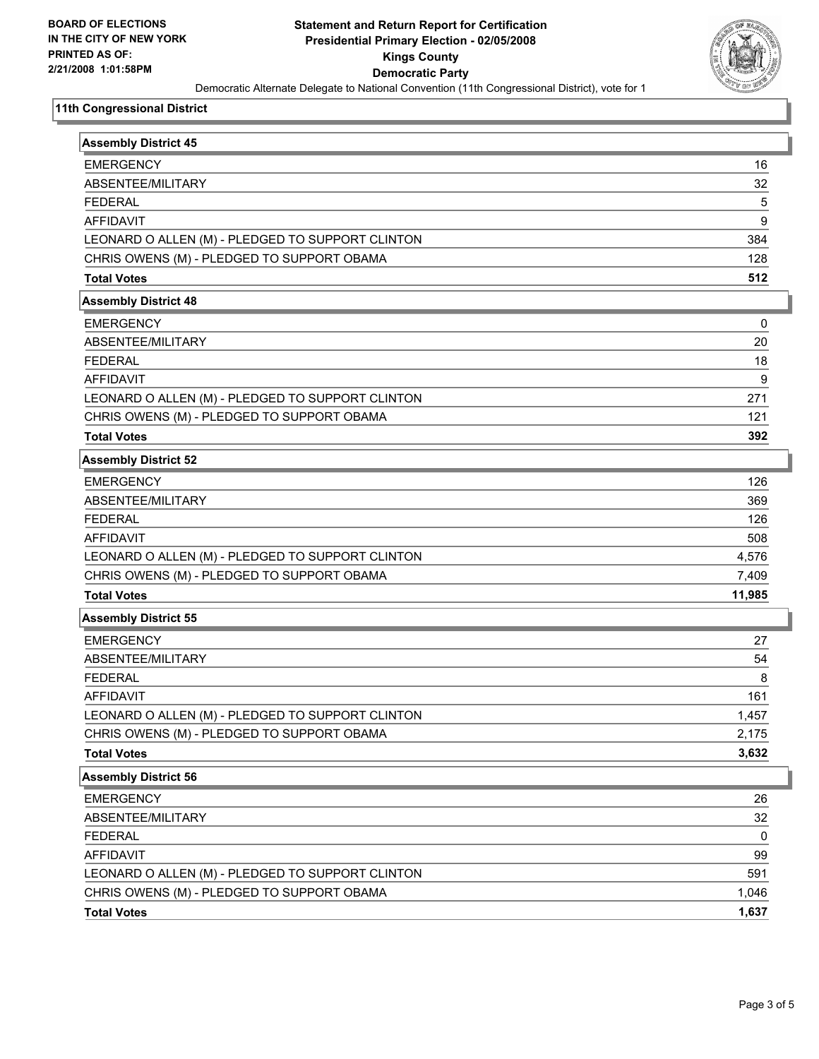**BOARD OF ELECTIONS IN THE CITY OF NEW YORK PRINTED AS OF: 2/21/2008 1:01:58PM**

# Statement and Return Report for Certification
## Presidential Primary Election - 02/05/2008
## Kings County
## Democratic Party

Democratic Alternate Delegate to National Convention (11th Congressional District), vote for 1

### 11th Congressional District

| Assembly District 45 | |
|---|---|
| EMERGENCY | 16 |
| ABSENTEE/MILITARY | 32 |
| FEDERAL | 5 |
| AFFIDAVIT | 9 |
| LEONARD O ALLEN (M) - PLEDGED TO SUPPORT CLINTON | 384 |
| CHRIS OWENS (M) - PLEDGED TO SUPPORT OBAMA | 128 |
| **Total Votes** | **512** |

| Assembly District 48 | |
|---|---|
| EMERGENCY | 0 |
| ABSENTEE/MILITARY | 20 |
| FEDERAL | 18 |
| AFFIDAVIT | 9 |
| LEONARD O ALLEN (M) - PLEDGED TO SUPPORT CLINTON | 271 |
| CHRIS OWENS (M) - PLEDGED TO SUPPORT OBAMA | 121 |
| **Total Votes** | **392** |

| Assembly District 52 | |
|---|---|
| EMERGENCY | 126 |
| ABSENTEE/MILITARY | 369 |
| FEDERAL | 126 |
| AFFIDAVIT | 508 |
| LEONARD O ALLEN (M) - PLEDGED TO SUPPORT CLINTON | 4,576 |
| CHRIS OWENS (M) - PLEDGED TO SUPPORT OBAMA | 7,409 |
| **Total Votes** | **11,985** |

| Assembly District 55 | |
|---|---|
| EMERGENCY | 27 |
| ABSENTEE/MILITARY | 54 |
| FEDERAL | 8 |
| AFFIDAVIT | 161 |
| LEONARD O ALLEN (M) - PLEDGED TO SUPPORT CLINTON | 1,457 |
| CHRIS OWENS (M) - PLEDGED TO SUPPORT OBAMA | 2,175 |
| **Total Votes** | **3,632** |

| Assembly District 56 | |
|---|---|
| EMERGENCY | 26 |
| ABSENTEE/MILITARY | 32 |
| FEDERAL | 0 |
| AFFIDAVIT | 99 |
| LEONARD O ALLEN (M) - PLEDGED TO SUPPORT CLINTON | 591 |
| CHRIS OWENS (M) - PLEDGED TO SUPPORT OBAMA | 1,046 |
| **Total Votes** | **1,637** |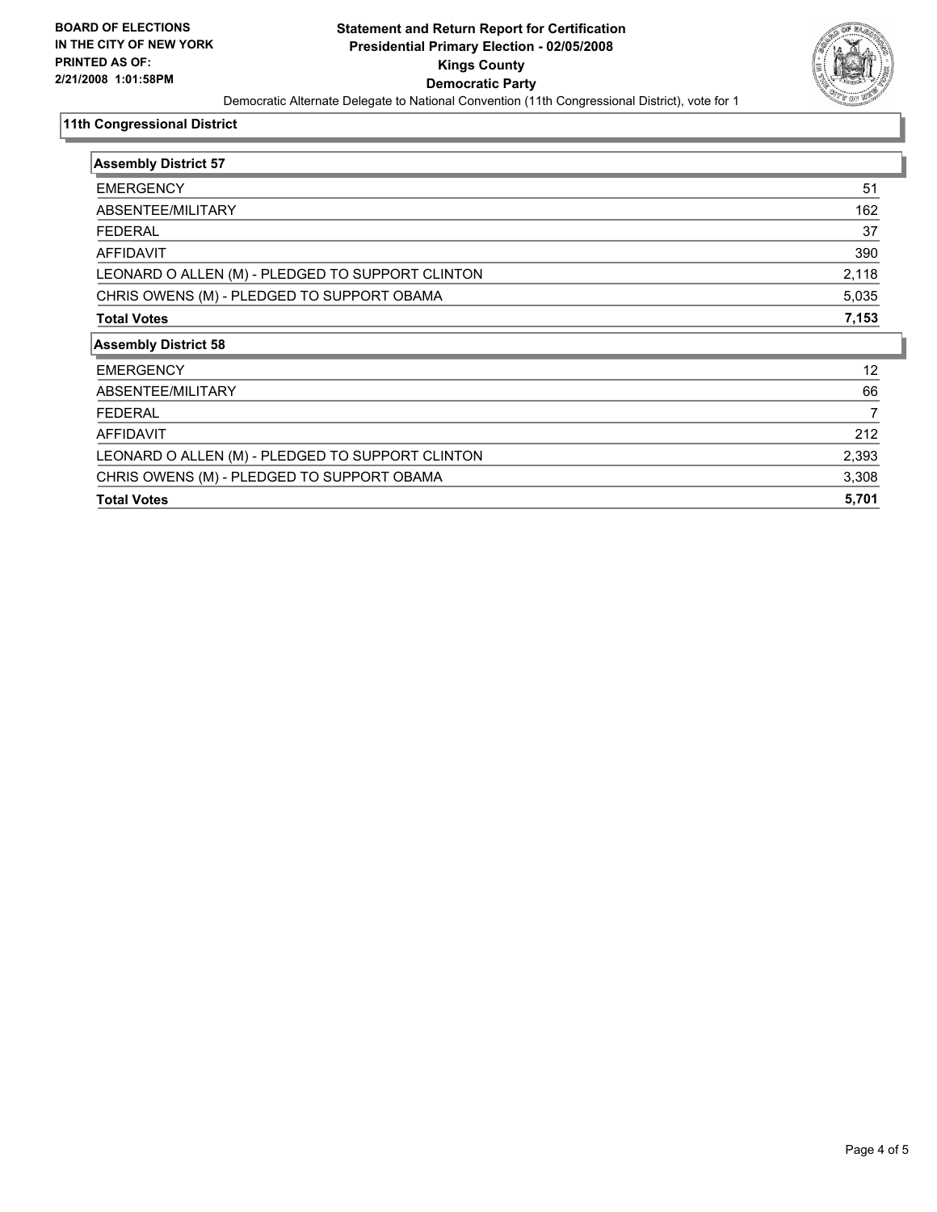**BOARD OF ELECTIONS IN THE CITY OF NEW YORK**
**PRINTED AS OF: 2/21/2008 1:01:58PM**

# Statement and Return Report for Certification
## Presidential Primary Election - 02/05/2008
## Kings County
## Democratic Party

Democratic Alternate Delegate to National Convention (11th Congressional District), vote for 1

### 11th Congressional District

| Assembly District 57 | |
|---|---|
| EMERGENCY | 51 |
| ABSENTEE/MILITARY | 162 |
| FEDERAL | 37 |
| AFFIDAVIT | 390 |
| LEONARD O ALLEN (M) - PLEDGED TO SUPPORT CLINTON | 2,118 |
| CHRIS OWENS (M) - PLEDGED TO SUPPORT OBAMA | 5,035 |
| **Total Votes** | **7,153** |

| Assembly District 58 | |
|---|---|
| EMERGENCY | 12 |
| ABSENTEE/MILITARY | 66 |
| FEDERAL | 7 |
| AFFIDAVIT | 212 |
| LEONARD O ALLEN (M) - PLEDGED TO SUPPORT CLINTON | 2,393 |
| CHRIS OWENS (M) - PLEDGED TO SUPPORT OBAMA | 3,308 |
| **Total Votes** | **5,701** |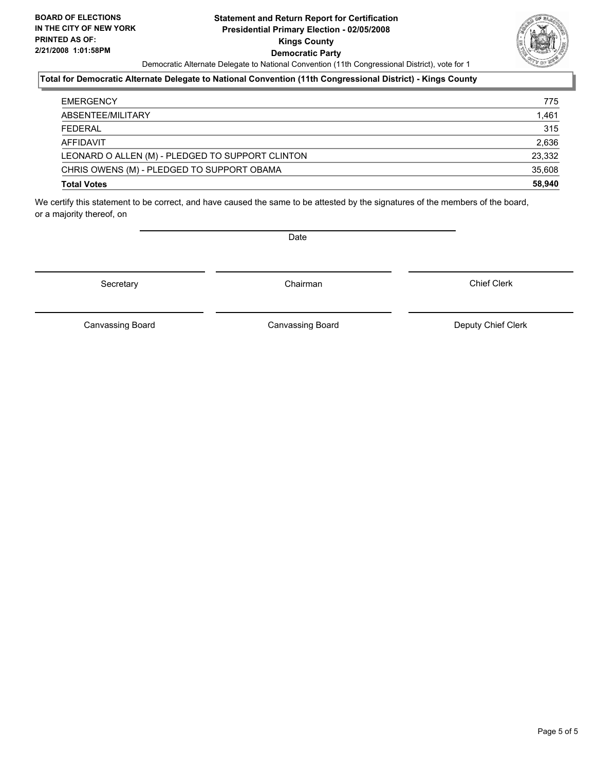**BOARD OF ELECTIONS IN THE CITY OF NEW YORK**
**PRINTED AS OF:**
**2/21/2008 1:01:58PM**

**Statement and Return Report for Certification**
**Presidential Primary Election - 02/05/2008**
**Kings County**
**Democratic Party**

Democratic Alternate Delegate to National Convention (11th Congressional District), vote for 1

**Total for Democratic Alternate Delegate to National Convention (11th Congressional District) - Kings County**

| | |
|---|---|
| EMERGENCY | 775 |
| ABSENTEE/MILITARY | 1,461 |
| FEDERAL | 315 |
| AFFIDAVIT | 2,636 |
| LEONARD O ALLEN (M) - PLEDGED TO SUPPORT CLINTON | 23,332 |
| CHRIS OWENS (M) - PLEDGED TO SUPPORT OBAMA | 35,608 |
| **Total Votes** | **58,940** |

We certify this statement to be correct, and have caused the same to be attested by the signatures of the members of the board, or a majority thereof, on

Date

Secretary

Chairman

Chief Clerk

Canvassing Board

Canvassing Board

Deputy Chief Clerk